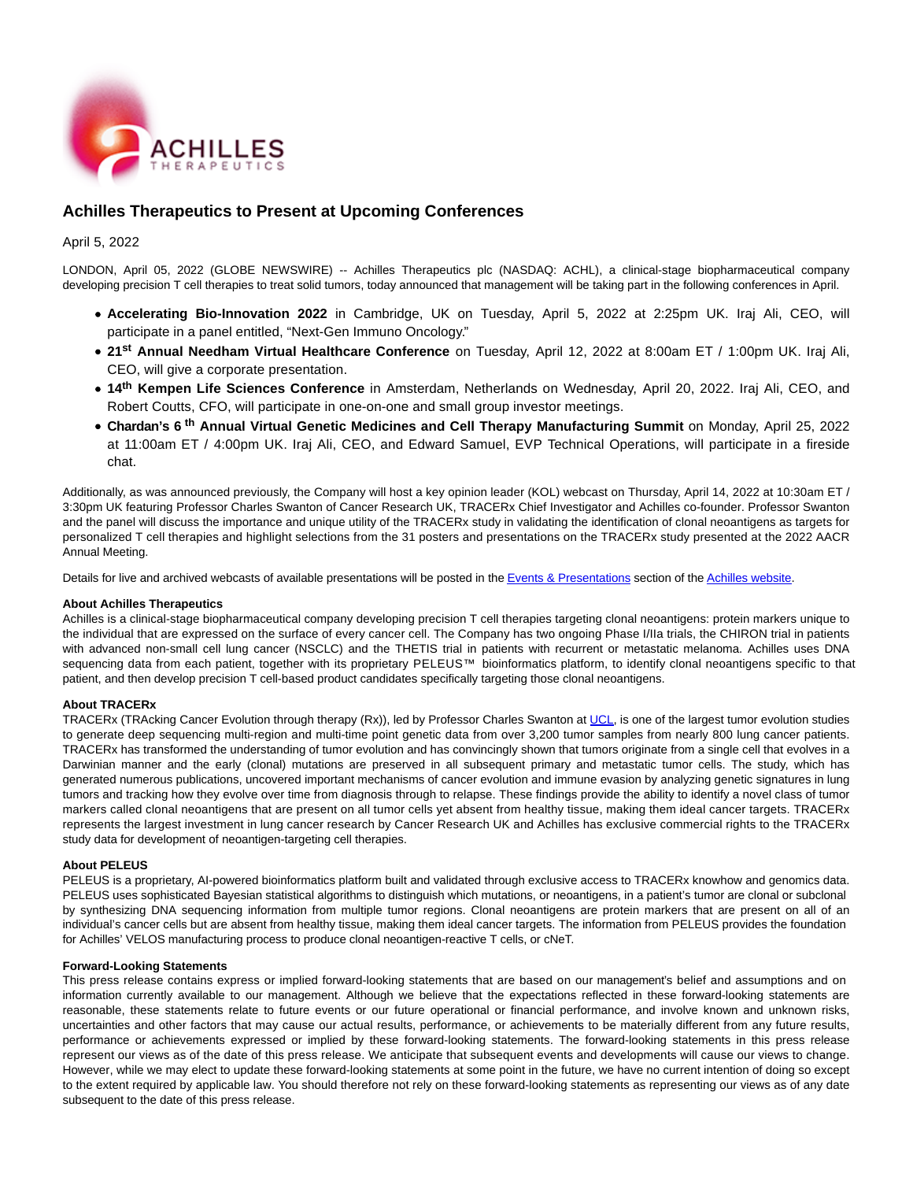# Achilles Therapeutics to Present at Upcoming Conferences

April 5, 2022

LONDON, April 05, 2022 (GLOBE NEWSWIRE) -- Achilles Therapeutics plc (NASDAQ: ACHL), a clinical-stage biopharmaceutical company developing precision T cell therapies to treat solid tumors, today announced that management will be taking part in the following conferences in April.

- **Accelerating Bio-Innovation 2022** in Cambridge, UK on Tuesday, April 5, 2022 at 2:25pm UK. Iraj Ali, CEO, will participate in a panel entitled, "Next-Gen Immuno Oncology."
- **21st Annual Needham Virtual Healthcare Conference** on Tuesday, April 12, 2022 at 8:00am ET / 1:00pm UK. Iraj Ali, CEO, will give a corporate presentation.
- **14th Kempen Life Sciences Conference** in Amsterdam, Netherlands on Wednesday, April 20, 2022. Iraj Ali, CEO, and Robert Coutts, CFO, will participate in one-on-one and small group investor meetings.
- **Chardan's 6th Annual Virtual Genetic Medicines and Cell Therapy Manufacturing Summit** on Monday, April 25, 2022 at 11:00am ET / 4:00pm UK. Iraj Ali, CEO, and Edward Samuel, EVP Technical Operations, will participate in a fireside chat.

Additionally, as was announced previously, the Company will host a key opinion leader (KOL) webcast on Thursday, April 14, 2022 at 10:30am ET / 3:30pm UK featuring Professor Charles Swanton of Cancer Research UK, TRACERx Chief Investigator and Achilles co-founder. Professor Swanton and the panel will discuss the importance and unique utility of the TRACERx study in validating the identification of clonal neoantigens as targets for personalized T cell therapies and highlight selections from the 31 posters and presentations on the TRACERx study presented at the 2022 AACR Annual Meeting.

Details for live and archived webcasts of available presentations will be posted in the Events & Presentations section of the Achilles website.

**About Achilles Therapeutics**
Achilles is a clinical-stage biopharmaceutical company developing precision T cell therapies targeting clonal neoantigens: protein markers unique to the individual that are expressed on the surface of every cancer cell. The Company has two ongoing Phase I/IIa trials, the CHIRON trial in patients with advanced non-small cell lung cancer (NSCLC) and the THETIS trial in patients with recurrent or metastatic melanoma. Achilles uses DNA sequencing data from each patient, together with its proprietary PELEUS™ bioinformatics platform, to identify clonal neoantigens specific to that patient, and then develop precision T cell-based product candidates specifically targeting those clonal neoantigens.

**About TRACERx**
TRACERx (TRAcking Cancer Evolution through therapy (Rx)), led by Professor Charles Swanton at UCL, is one of the largest tumor evolution studies to generate deep sequencing multi-region and multi-time point genetic data from over 3,200 tumor samples from nearly 800 lung cancer patients. TRACERx has transformed the understanding of tumor evolution and has convincingly shown that tumors originate from a single cell that evolves in a Darwinian manner and the early (clonal) mutations are preserved in all subsequent primary and metastatic tumor cells. The study, which has generated numerous publications, uncovered important mechanisms of cancer evolution and immune evasion by analyzing genetic signatures in lung tumors and tracking how they evolve over time from diagnosis through to relapse. These findings provide the ability to identify a novel class of tumor markers called clonal neoantigens that are present on all tumor cells yet absent from healthy tissue, making them ideal cancer targets. TRACERx represents the largest investment in lung cancer research by Cancer Research UK and Achilles has exclusive commercial rights to the TRACERx study data for development of neoantigen-targeting cell therapies.

**About PELEUS**
PELEUS is a proprietary, AI-powered bioinformatics platform built and validated through exclusive access to TRACERx knowhow and genomics data. PELEUS uses sophisticated Bayesian statistical algorithms to distinguish which mutations, or neoantigens, in a patient's tumor are clonal or subclonal by synthesizing DNA sequencing information from multiple tumor regions. Clonal neoantigens are protein markers that are present on all of an individual's cancer cells but are absent from healthy tissue, making them ideal cancer targets. The information from PELEUS provides the foundation for Achilles' VELOS manufacturing process to produce clonal neoantigen-reactive T cells, or cNeT.

**Forward-Looking Statements**
This press release contains express or implied forward-looking statements that are based on our management's belief and assumptions and on information currently available to our management. Although we believe that the expectations reflected in these forward-looking statements are reasonable, these statements relate to future events or our future operational or financial performance, and involve known and unknown risks, uncertainties and other factors that may cause our actual results, performance, or achievements to be materially different from any future results, performance or achievements expressed or implied by these forward-looking statements. The forward-looking statements in this press release represent our views as of the date of this press release. We anticipate that subsequent events and developments will cause our views to change. However, while we may elect to update these forward-looking statements at some point in the future, we have no current intention of doing so except to the extent required by applicable law. You should therefore not rely on these forward-looking statements as representing our views as of any date subsequent to the date of this press release.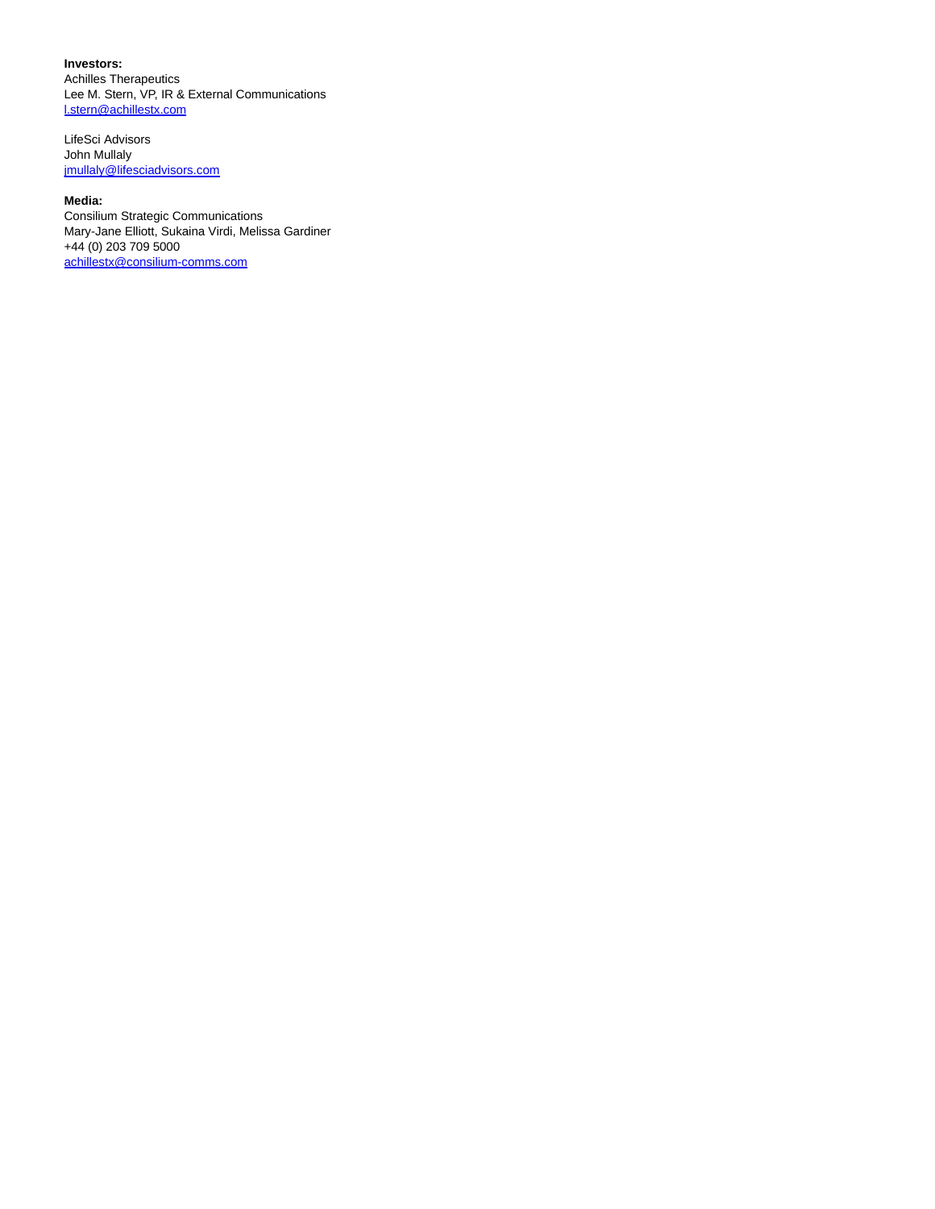**Investors:**
Achilles Therapeutics
Lee M. Stern, VP, IR & External Communications
l.stern@achillestx.com

LifeSci Advisors
John Mullaly
jmullaly@lifesciadvisors.com

**Media:**
Consilium Strategic Communications
Mary-Jane Elliott, Sukaina Virdi, Melissa Gardiner
+44 (0) 203 709 5000
achillestx@consilium-comms.com